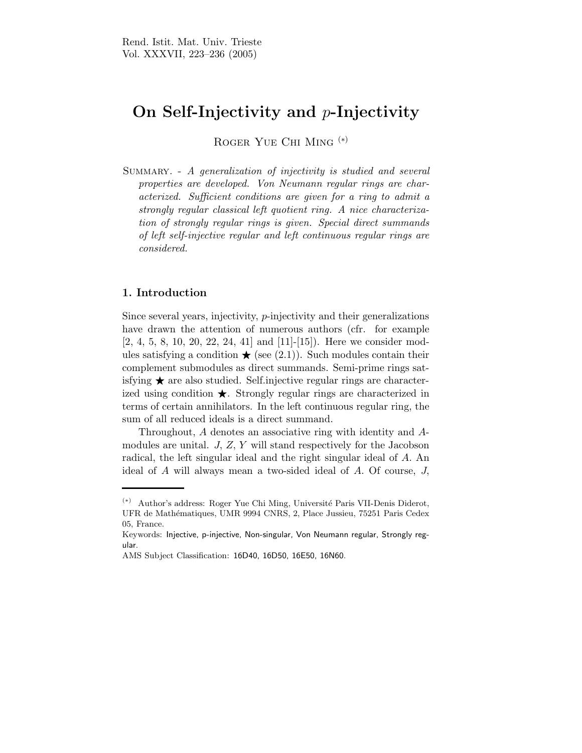# On Self-Injectivity and $p$-Injectivity

Roger Yue Chi Ming [(*)]

Summary. - *A generalization of injectivity is studied and several properties are developed. Von Neumann regular rings are characterized. Sufficient conditions are given for a ring to admit a strongly regular classical left quotient ring. A nice characterization of strongly regular rings is given. Special direct summands of left self-injective regular and left continuous regular rings are considered.*

## 1. Introduction

Since several years, injectivity, $p$-injectivity and their generalizations have drawn the attention of numerous authors (cfr. for example [2, 4, 5, 8, 10, 20, 22, 24, 41] and [11]-[15]). Here we consider modules satisfying a condition ★ (see (2.1)). Such modules contain their complement submodules as direct summands. Semi-prime rings satisfying ★ are also studied. Self.injective regular rings are characterized using condition ★. Strongly regular rings are characterized in terms of certain annihilators. In the left continuous regular ring, the sum of all reduced ideals is a direct summand.

Throughout, $A$ denotes an associative ring with identity and $A$-modules are unital. $J$, $Z$, $Y$ will stand respectively for the Jacobson radical, the left singular ideal and the right singular ideal of $A$. An ideal of $A$ will always mean a two-sided ideal of $A$. Of course, $J$,

---

[(*)] Author's address: Roger Yue Chi Ming, Université Paris VII-Denis Diderot, UFR de Mathématiques, UMR 9994 CNRS, 2, Place Jussieu, 75251 Paris Cedex 05, France.

Keywords: Injective, p-injective, Non-singular, Von Neumann regular, Strongly regular.

AMS Subject Classification: 16D40, 16D50, 16E50, 16N60.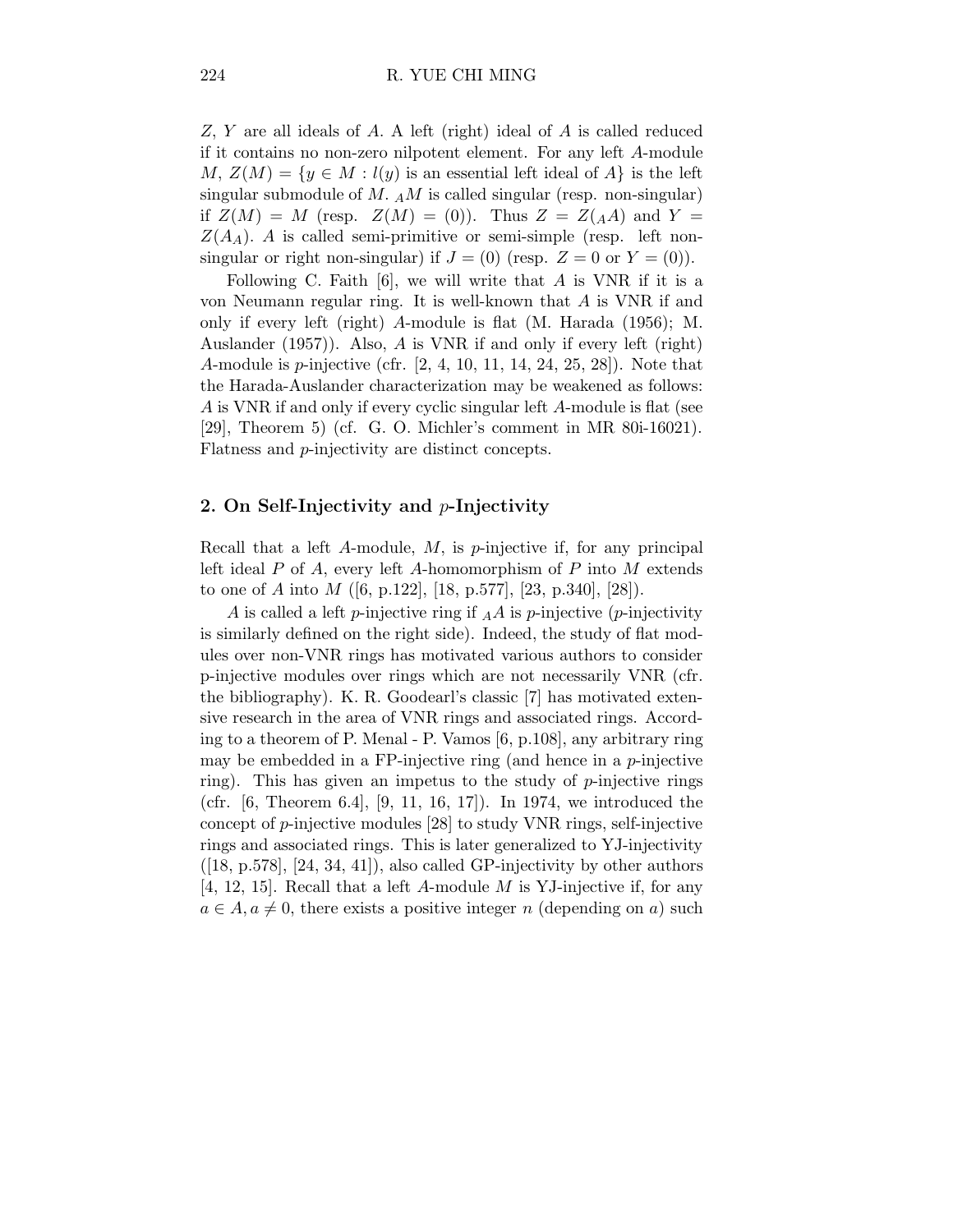$Z$, $Y$ are all ideals of $A$. A left (right) ideal of $A$ is called reduced if it contains no non-zero nilpotent element. For any left $A$-module $M$, $Z(M) = \{y \in M : l(y)$ is an essential left ideal of $A\}$ is the left singular submodule of $M$. ${}_AM$ is called singular (resp. non-singular) if $Z(M) = M$ (resp. $Z(M) = (0)$). Thus $Z = Z({}_AA)$ and $Y = Z(A_A)$. $A$ is called semi-primitive or semi-simple (resp. left non-singular or right non-singular) if $J = (0)$ (resp. $Z = 0$ or $Y = (0)$).

Following C. Faith [6], we will write that $A$ is VNR if it is a von Neumann regular ring. It is well-known that $A$ is VNR if and only if every left (right) $A$-module is flat (M. Harada (1956); M. Auslander (1957)). Also, $A$ is VNR if and only if every left (right) $A$-module is $p$-injective (cfr. [2, 4, 10, 11, 14, 24, 25, 28]). Note that the Harada-Auslander characterization may be weakened as follows: $A$ is VNR if and only if every cyclic singular left $A$-module is flat (see [29], Theorem 5) (cf. G. O. Michler's comment in MR 80i-16021). Flatness and $p$-injectivity are distinct concepts.

## 2. On Self-Injectivity and $p$-Injectivity

Recall that a left $A$-module, $M$, is $p$-injective if, for any principal left ideal $P$ of $A$, every left $A$-homomorphism of $P$ into $M$ extends to one of $A$ into $M$ ([6, p.122], [18, p.577], [23, p.340], [28]).

$A$ is called a left $p$-injective ring if ${}_AA$ is $p$-injective ($p$-injectivity is similarly defined on the right side). Indeed, the study of flat modules over non-VNR rings has motivated various authors to consider p-injective modules over rings which are not necessarily VNR (cfr. the bibliography). K. R. Goodearl's classic [7] has motivated extensive research in the area of VNR rings and associated rings. According to a theorem of P. Menal - P. Vamos [6, p.108], any arbitrary ring may be embedded in a FP-injective ring (and hence in a $p$-injective ring). This has given an impetus to the study of $p$-injective rings (cfr. [6, Theorem 6.4], [9, 11, 16, 17]). In 1974, we introduced the concept of $p$-injective modules [28] to study VNR rings, self-injective rings and associated rings. This is later generalized to YJ-injectivity ([18, p.578], [24, 34, 41]), also called GP-injectivity by other authors [4, 12, 15]. Recall that a left $A$-module $M$ is YJ-injective if, for any $a \in A, a \neq 0$, there exists a positive integer $n$ (depending on $a$) such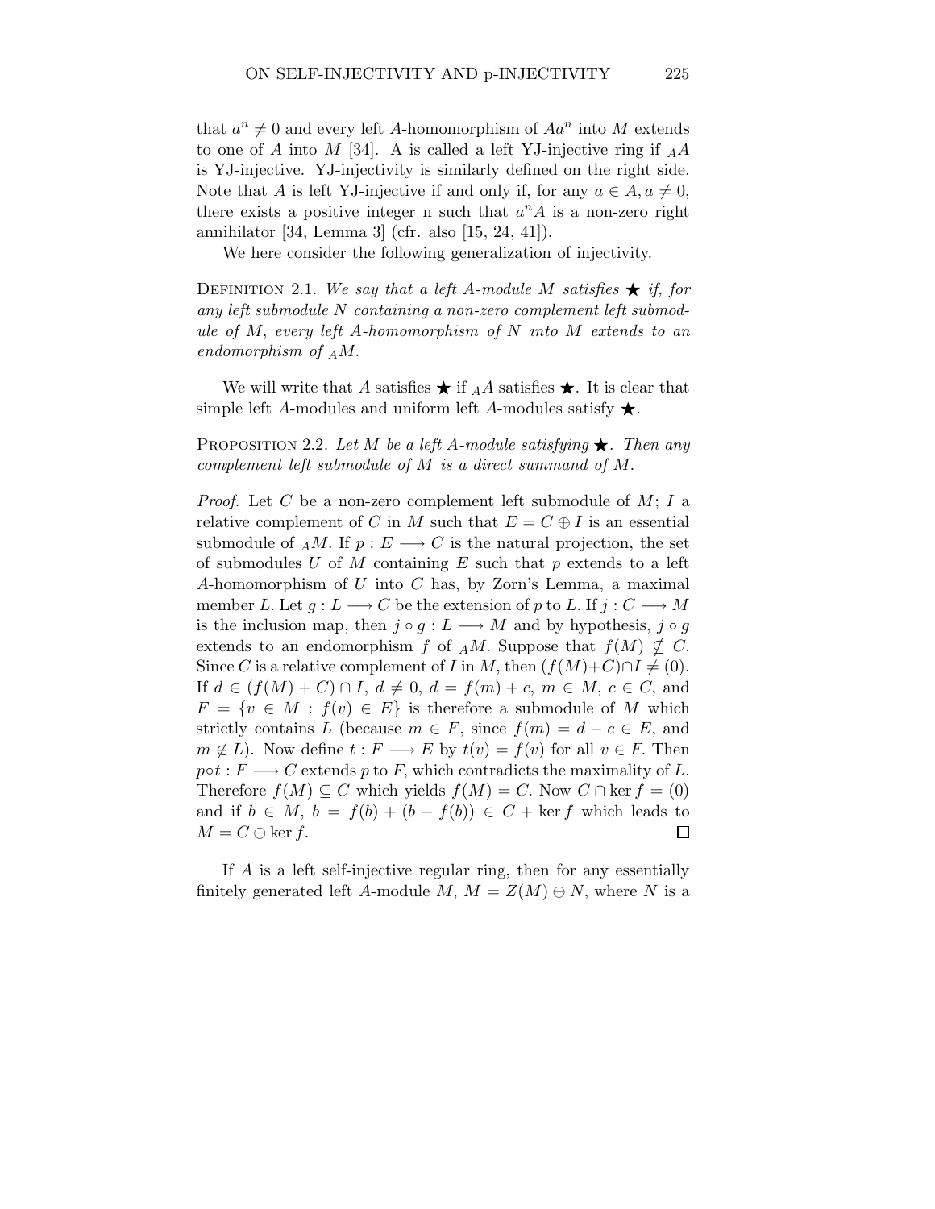that $a^n \neq 0$ and every left $A$-homomorphism of $Aa^n$ into $M$ extends to one of $A$ into $M$ [34]. A is called a left YJ-injective ring if $_AA$ is YJ-injective. YJ-injectivity is similarly defined on the right side. Note that $A$ is left YJ-injective if and only if, for any $a \in A, a \neq 0$, there exists a positive integer n such that $a^nA$ is a non-zero right annihilator [34, Lemma 3] (cfr. also [15, 24, 41]).

We here consider the following generalization of injectivity.

Definition 2.1. *We say that a left $A$-module $M$ satisfies $\bigstar$ if, for any left submodule $N$ containing a non-zero complement left submodule of $M$, every left $A$-homomorphism of $N$ into $M$ extends to an endomorphism of $_AM$.*

We will write that $A$ satisfies $\bigstar$ if $_AA$ satisfies $\bigstar$. It is clear that simple left $A$-modules and uniform left $A$-modules satisfy $\bigstar$.

Proposition 2.2. *Let $M$ be a left $A$-module satisfying $\bigstar$. Then any complement left submodule of $M$ is a direct summand of $M$.*

*Proof.* Let $C$ be a non-zero complement left submodule of $M$; $I$ a relative complement of $C$ in $M$ such that $E = C \oplus I$ is an essential submodule of $_AM$. If $p : E \longrightarrow C$ is the natural projection, the set of submodules $U$ of $M$ containing $E$ such that $p$ extends to a left $A$-homomorphism of $U$ into $C$ has, by Zorn's Lemma, a maximal member $L$. Let $g : L \longrightarrow C$ be the extension of $p$ to $L$. If $j : C \longrightarrow M$ is the inclusion map, then $j \circ g : L \longrightarrow M$ and by hypothesis, $j \circ g$ extends to an endomorphism $f$ of $_AM$. Suppose that $f(M) \nsubseteq C$. Since $C$ is a relative complement of $I$ in $M$, then $(f(M)+C)\cap I \neq (0)$. If $d \in (f(M) + C) \cap I$, $d \neq 0$, $d = f(m) + c$, $m \in M$, $c \in C$, and $F = \{v \in M : f(v) \in E\}$ is therefore a submodule of $M$ which strictly contains $L$ (because $m \in F$, since $f(m) = d - c \in E$, and $m \notin L$). Now define $t : F \longrightarrow E$ by $t(v) = f(v)$ for all $v \in F$. Then $p \circ t : F \longrightarrow C$ extends $p$ to $F$, which contradicts the maximality of $L$. Therefore $f(M) \subseteq C$ which yields $f(M) = C$. Now $C \cap \ker f = (0)$ and if $b \in M$, $b = f(b) + (b - f(b)) \in C + \ker f$ which leads to $M = C \oplus \ker f$. $\square$

If $A$ is a left self-injective regular ring, then for any essentially finitely generated left $A$-module $M$, $M = Z(M) \oplus N$, where $N$ is a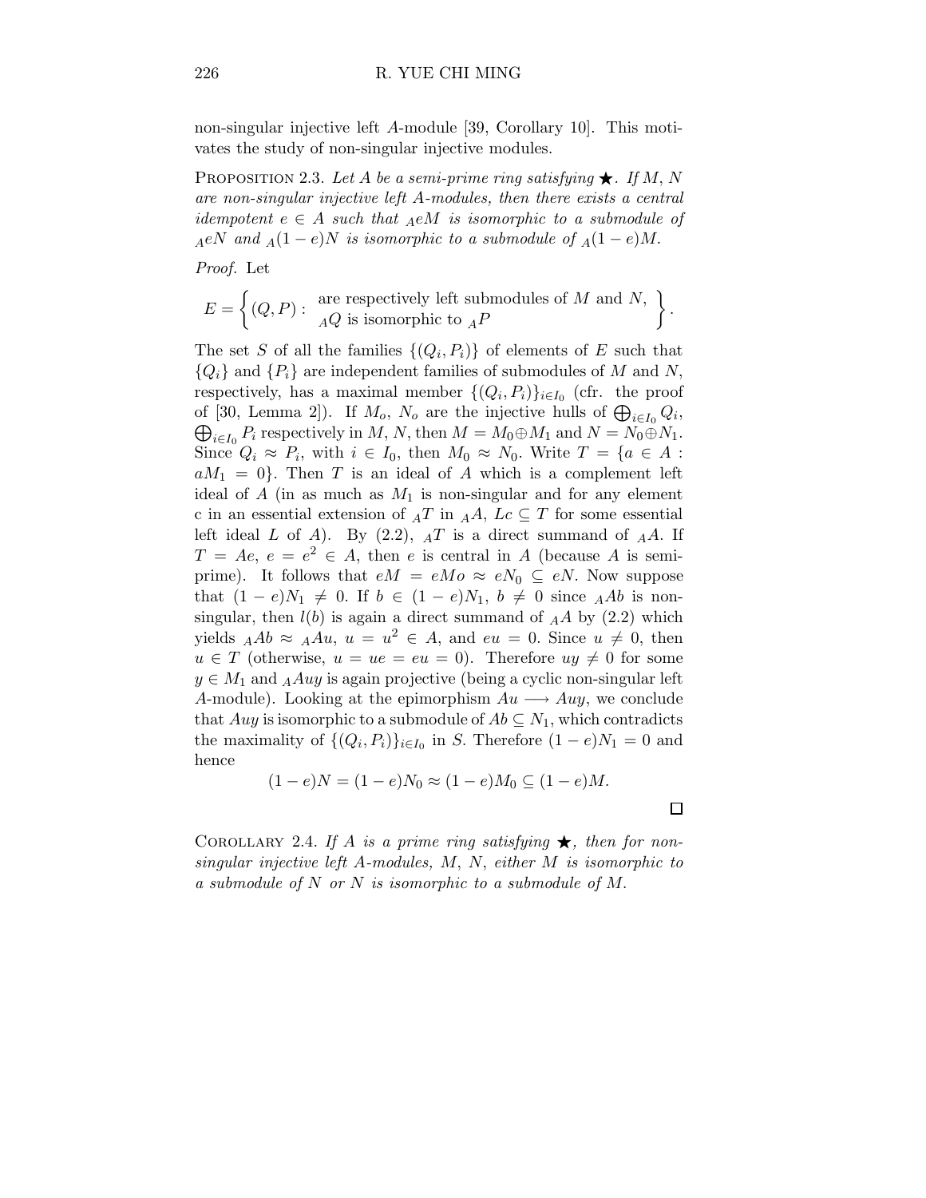non-singular injective left $A$-module [39, Corollary 10]. This motivates the study of non-singular injective modules.

PROPOSITION 2.3. *Let $A$ be a semi-prime ring satisfying $\bigstar$. If $M$, $N$ are non-singular injective left $A$-modules, then there exists a central idempotent $e \in A$ such that ${}_A eM$ is isomorphic to a submodule of ${}_A eN$ and ${}_A(1-e)N$ is isomorphic to a submodule of ${}_A(1-e)M$.*

*Proof.* Let

$$E = \left\{ (Q, P) : \begin{array}{l} \text{are respectively left submodules of } M \text{ and } N, \\ {}_A Q \text{ is isomorphic to } {}_A P \end{array} \right\}.$$

The set $S$ of all the families $\{(Q_i, P_i)\}$ of elements of $E$ such that $\{Q_i\}$ and $\{P_i\}$ are independent families of submodules of $M$ and $N$, respectively, has a maximal member $\{(Q_i, P_i)\}_{i \in I_0}$ (cfr. the proof of [30, Lemma 2]). If $M_o$, $N_o$ are the injective hulls of $\bigoplus_{i \in I_0} Q_i$, $\bigoplus_{i \in I_0} P_i$ respectively in $M$, $N$, then $M = M_0 \oplus M_1$ and $N = N_0 \oplus N_1$. Since $Q_i \approx P_i$, with $i \in I_0$, then $M_0 \approx N_0$. Write $T = \{a \in A : aM_1 = 0\}$. Then $T$ is an ideal of $A$ which is a complement left ideal of $A$ (in as much as $M_1$ is non-singular and for any element c in an essential extension of ${}_A T$ in ${}_A A$, $Lc \subseteq T$ for some essential left ideal $L$ of $A$). By (2.2), ${}_A T$ is a direct summand of ${}_A A$. If $T = Ae$, $e = e^2 \in A$, then $e$ is central in $A$ (because $A$ is semi-prime). It follows that $eM = eMo \approx eN_0 \subseteq eN$. Now suppose that $(1-e)N_1 \neq 0$. If $b \in (1-e)N_1$, $b \neq 0$ since ${}_A Ab$ is non-singular, then $l(b)$ is again a direct summand of ${}_A A$ by (2.2) which yields ${}_A Ab \approx {}_A Au$, $u = u^2 \in A$, and $eu = 0$. Since $u \neq 0$, then $u \in T$ (otherwise, $u = ue = eu = 0$). Therefore $uy \neq 0$ for some $y \in M_1$ and ${}_A Auy$ is again projective (being a cyclic non-singular left $A$-module). Looking at the epimorphism $Au \longrightarrow Auy$, we conclude that $Auy$ is isomorphic to a submodule of $Ab \subseteq N_1$, which contradicts the maximality of $\{(Q_i, P_i)\}_{i \in I_0}$ in $S$. Therefore $(1-e)N_1 = 0$ and hence

$$(1-e)N = (1-e)N_0 \approx (1-e)M_0 \subseteq (1-e)M.$$

$\square$

COROLLARY 2.4. *If $A$ is a prime ring satisfying $\bigstar$, then for non-singular injective left $A$-modules, $M$, $N$, either $M$ is isomorphic to a submodule of $N$ or $N$ is isomorphic to a submodule of $M$.*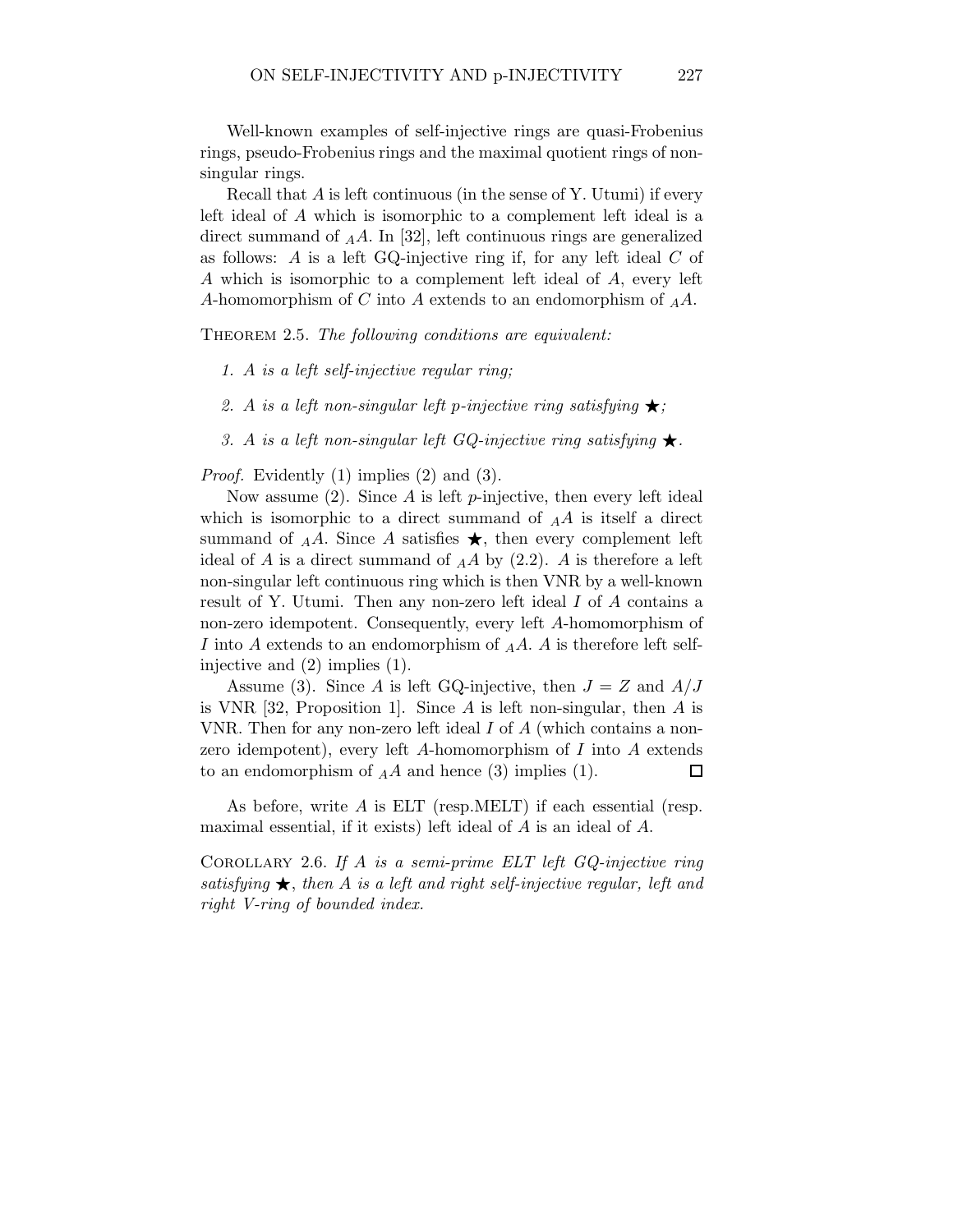Well-known examples of self-injective rings are quasi-Frobenius rings, pseudo-Frobenius rings and the maximal quotient rings of non-singular rings.

Recall that $A$ is left continuous (in the sense of Y. Utumi) if every left ideal of $A$ which is isomorphic to a complement left ideal is a direct summand of ${}_AA$. In [32], left continuous rings are generalized as follows: $A$ is a left GQ-injective ring if, for any left ideal $C$ of $A$ which is isomorphic to a complement left ideal of $A$, every left $A$-homomorphism of $C$ into $A$ extends to an endomorphism of ${}_AA$.

Theorem 2.5. *The following conditions are equivalent:*

1. *$A$ is a left self-injective regular ring;*
2. *$A$ is a left non-singular left p-injective ring satisfying $\bigstar$;*
3. *$A$ is a left non-singular left GQ-injective ring satisfying $\bigstar$.*

*Proof.* Evidently (1) implies (2) and (3).

Now assume (2). Since $A$ is left $p$-injective, then every left ideal which is isomorphic to a direct summand of ${}_AA$ is itself a direct summand of ${}_AA$. Since $A$ satisfies $\bigstar$, then every complement left ideal of $A$ is a direct summand of ${}_AA$ by (2.2). $A$ is therefore a left non-singular left continuous ring which is then VNR by a well-known result of Y. Utumi. Then any non-zero left ideal $I$ of $A$ contains a non-zero idempotent. Consequently, every left $A$-homomorphism of $I$ into $A$ extends to an endomorphism of ${}_AA$. $A$ is therefore left self-injective and (2) implies (1).

Assume (3). Since $A$ is left GQ-injective, then $J = Z$ and $A/J$ is VNR [32, Proposition 1]. Since $A$ is left non-singular, then $A$ is VNR. Then for any non-zero left ideal $I$ of $A$ (which contains a non-zero idempotent), every left $A$-homomorphism of $I$ into $A$ extends to an endomorphism of ${}_AA$ and hence (3) implies (1). □

As before, write $A$ is ELT (resp.MELT) if each essential (resp. maximal essential, if it exists) left ideal of $A$ is an ideal of $A$.

Corollary 2.6. *If $A$ is a semi-prime ELT left GQ-injective ring satisfying $\bigstar$, then $A$ is a left and right self-injective regular, left and right V-ring of bounded index.*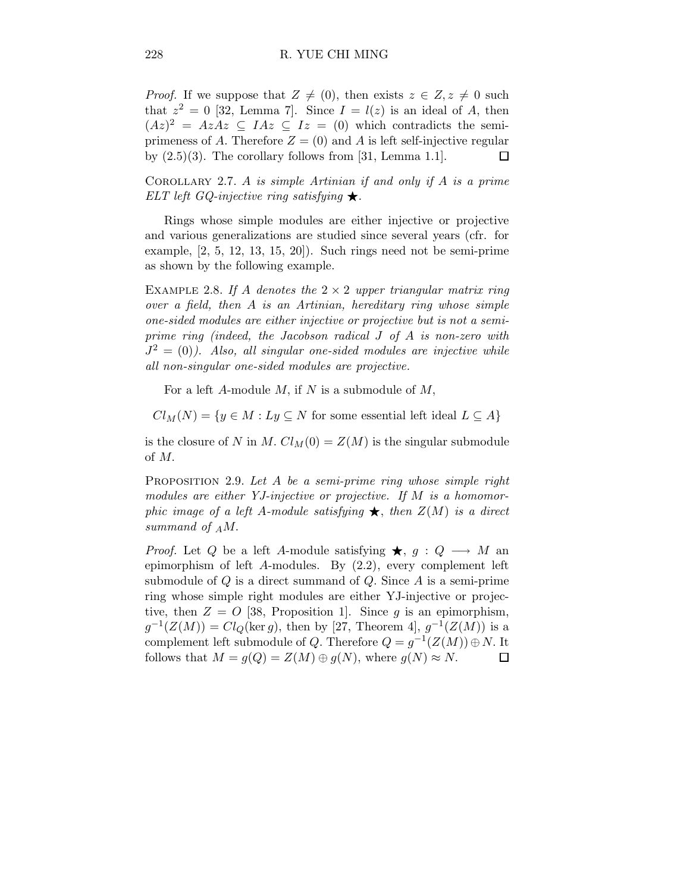*Proof.* If we suppose that $Z \neq (0)$, then exists $z \in Z, z \neq 0$ such that $z^2 = 0$ [32, Lemma 7]. Since $I = l(z)$ is an ideal of $A$, then $(Az)^2 = AzAz \subseteq IAz \subseteq Iz = (0)$ which contradicts the semi-primeness of $A$. Therefore $Z = (0)$ and $A$ is left self-injective regular by (2.5)(3). The corollary follows from [31, Lemma 1.1]. $\square$

Corollary 2.7. *$A$ is simple Artinian if and only if $A$ is a prime ELT left GQ-injective ring satisfying $\bigstar$.*

Rings whose simple modules are either injective or projective and various generalizations are studied since several years (cfr. for example, [2, 5, 12, 13, 15, 20]). Such rings need not be semi-prime as shown by the following example.

Example 2.8. *If $A$ denotes the $2 \times 2$ upper triangular matrix ring over a field, then $A$ is an Artinian, hereditary ring whose simple one-sided modules are either injective or projective but is not a semi-prime ring (indeed, the Jacobson radical $J$ of $A$ is non-zero with $J^2 = (0)$). Also, all singular one-sided modules are injective while all non-singular one-sided modules are projective.*

For a left $A$-module $M$, if $N$ is a submodule of $M$,

$$Cl_M(N) = \{y \in M : Ly \subseteq N \text{ for some essential left ideal } L \subseteq A\}$$

is the closure of $N$ in $M$. $Cl_M(0) = Z(M)$ is the singular submodule of $M$.

Proposition 2.9. *Let $A$ be a semi-prime ring whose simple right modules are either YJ-injective or projective. If $M$ is a homomorphic image of a left $A$-module satisfying $\bigstar$, then $Z(M)$ is a direct summand of ${}_AM$.*

*Proof.* Let $Q$ be a left $A$-module satisfying $\bigstar$, $g : Q \longrightarrow M$ an epimorphism of left $A$-modules. By (2.2), every complement left submodule of $Q$ is a direct summand of $Q$. Since $A$ is a semi-prime ring whose simple right modules are either YJ-injective or projective, then $Z = O$ [38, Proposition 1]. Since $g$ is an epimorphism, $g^{-1}(Z(M)) = Cl_Q(\ker g)$, then by [27, Theorem 4], $g^{-1}(Z(M))$ is a complement left submodule of $Q$. Therefore $Q = g^{-1}(Z(M)) \oplus N$. It follows that $M = g(Q) = Z(M) \oplus g(N)$, where $g(N) \approx N$. $\square$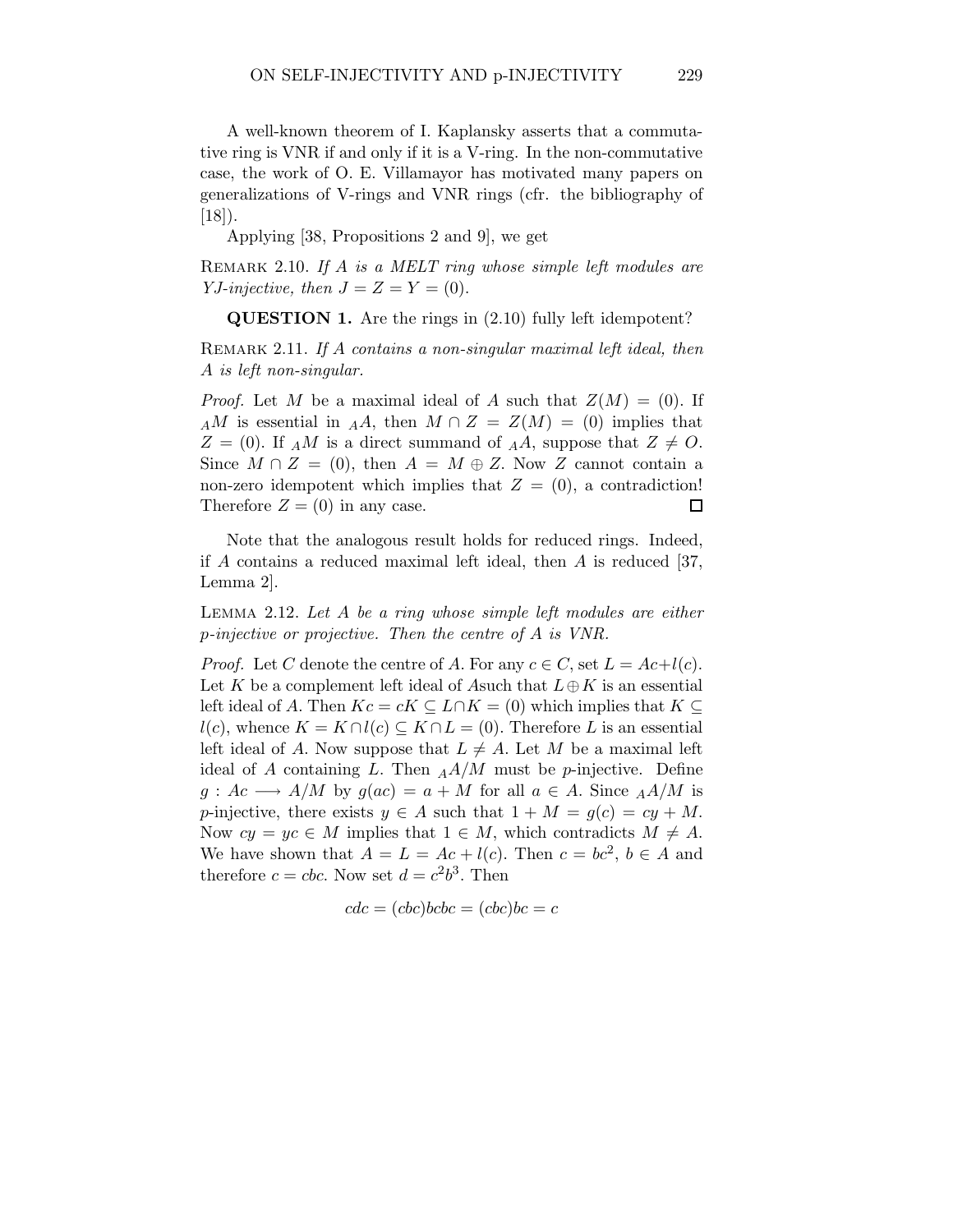A well-known theorem of I. Kaplansky asserts that a commutative ring is VNR if and only if it is a V-ring. In the non-commutative case, the work of O. E. Villamayor has motivated many papers on generalizations of V-rings and VNR rings (cfr. the bibliography of [18]).

Applying [38, Propositions 2 and 9], we get

Remark 2.10. *If $A$ is a MELT ring whose simple left modules are YJ-injective, then $J = Z = Y = (0)$.*

**QUESTION 1.** Are the rings in (2.10) fully left idempotent?

Remark 2.11. *If $A$ contains a non-singular maximal left ideal, then $A$ is left non-singular.*

*Proof.* Let $M$ be a maximal ideal of $A$ such that $Z(M) = (0)$. If ${}_AM$ is essential in ${}_AA$, then $M \cap Z = Z(M) = (0)$ implies that $Z = (0)$. If ${}_AM$ is a direct summand of ${}_AA$, suppose that $Z \neq O$. Since $M \cap Z = (0)$, then $A = M \oplus Z$. Now $Z$ cannot contain a non-zero idempotent which implies that $Z = (0)$, a contradiction! Therefore $Z = (0)$ in any case. $\square$

Note that the analogous result holds for reduced rings. Indeed, if $A$ contains a reduced maximal left ideal, then $A$ is reduced [37, Lemma 2].

Lemma 2.12. *Let $A$ be a ring whose simple left modules are either p-injective or projective. Then the centre of $A$ is VNR.*

*Proof.* Let $C$ denote the centre of $A$. For any $c \in C$, set $L = Ac + l(c)$. Let $K$ be a complement left ideal of $A$such that $L \oplus K$ is an essential left ideal of $A$. Then $Kc = cK \subseteq L \cap K = (0)$ which implies that $K \subseteq l(c)$, whence $K = K \cap l(c) \subseteq K \cap L = (0)$. Therefore $L$ is an essential left ideal of $A$. Now suppose that $L \neq A$. Let $M$ be a maximal left ideal of $A$ containing $L$. Then ${}_AA/M$ must be $p$-injective. Define $g : Ac \longrightarrow A/M$ by $g(ac) = a + M$ for all $a \in A$. Since ${}_AA/M$ is $p$-injective, there exists $y \in A$ such that $1 + M = g(c) = cy + M$. Now $cy = yc \in M$ implies that $1 \in M$, which contradicts $M \neq A$. We have shown that $A = L = Ac + l(c)$. Then $c = bc^2$, $b \in A$ and therefore $c = cbc$. Now set $d = c^2b^3$. Then

$$cdc = (cbc)bcbc = (cbc)bc = c$$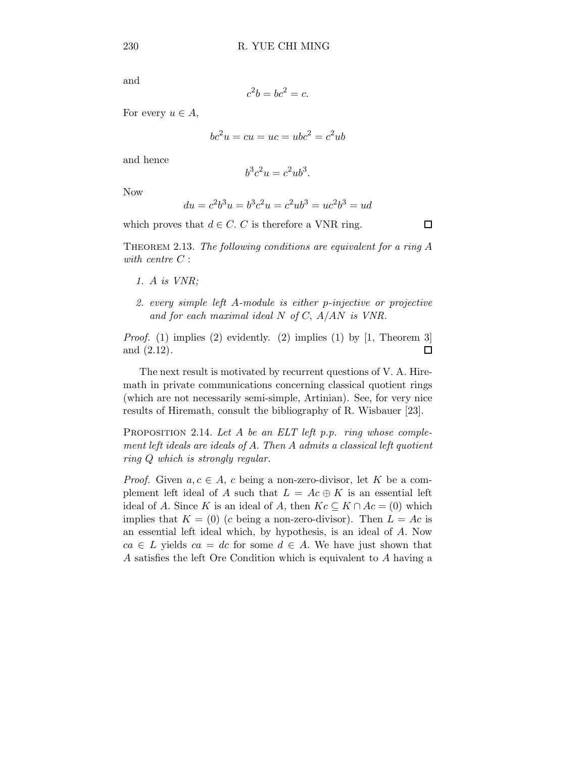and

$$c^2b = bc^2 = c.$$

For every $u \in A$,

$$bc^2u = cu = uc = ubc^2 = c^2ub$$

and hence

$$b^3c^2u = c^2ub^3.$$

Now

$$du = c^2b^3u = b^3c^2u = c^2ub^3 = uc^2b^3 = ud$$

which proves that $d \in C$. $C$ is therefore a VNR ring. □

**Theorem 2.13.** *The following conditions are equivalent for a ring $A$ with centre $C$ :*

1. *$A$ is VNR;*
2. *every simple left $A$-module is either p-injective or projective and for each maximal ideal $N$ of $C$, $A/AN$ is VNR.*

*Proof.* (1) implies (2) evidently. (2) implies (1) by [1, Theorem 3] and (2.12). □

The next result is motivated by recurrent questions of V. A. Hiremath in private communications concerning classical quotient rings (which are not necessarily semi-simple, Artinian). See, for very nice results of Hiremath, consult the bibliography of R. Wisbauer [23].

**Proposition 2.14.** *Let $A$ be an ELT left p.p. ring whose complement left ideals are ideals of $A$. Then $A$ admits a classical left quotient ring $Q$ which is strongly regular.*

*Proof.* Given $a, c \in A$, $c$ being a non-zero-divisor, let $K$ be a complement left ideal of $A$ such that $L = Ac \oplus K$ is an essential left ideal of $A$. Since $K$ is an ideal of $A$, then $Kc \subseteq K \cap Ac = (0)$ which implies that $K = (0)$ ($c$ being a non-zero-divisor). Then $L = Ac$ is an essential left ideal which, by hypothesis, is an ideal of $A$. Now $ca \in L$ yields $ca = dc$ for some $d \in A$. We have just shown that $A$ satisfies the left Ore Condition which is equivalent to $A$ having a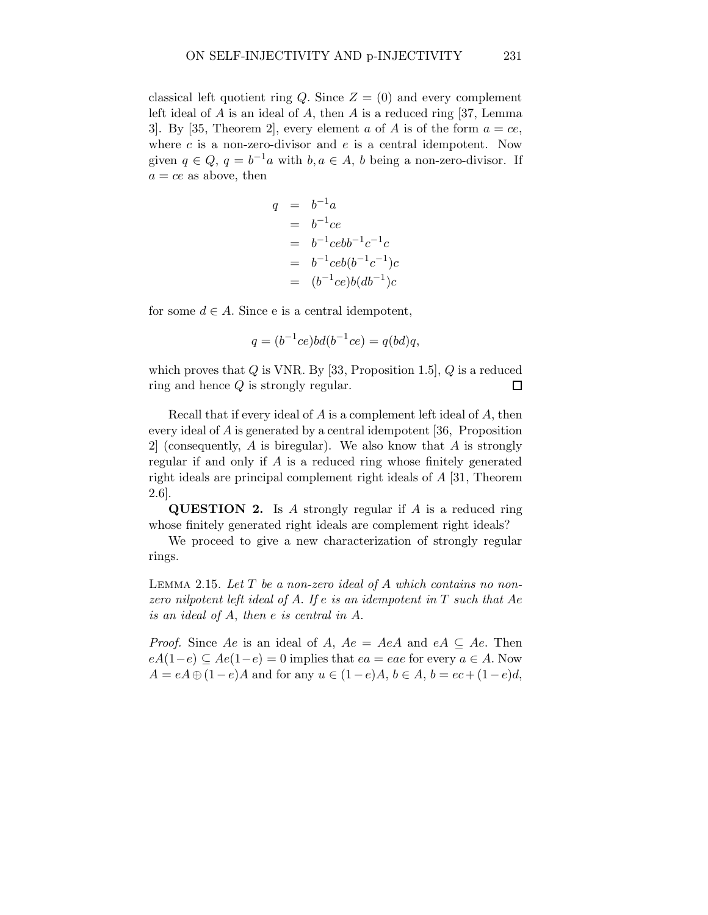classical left quotient ring $Q$. Since $Z = (0)$ and every complement left ideal of $A$ is an ideal of $A$, then $A$ is a reduced ring [37, Lemma 3]. By [35, Theorem 2], every element $a$ of $A$ is of the form $a = ce$, where $c$ is a non-zero-divisor and $e$ is a central idempotent. Now given $q \in Q$, $q = b^{-1}a$ with $b, a \in A$, $b$ being a non-zero-divisor. If $a = ce$ as above, then

$$\begin{aligned}
q &= b^{-1}a \\
&= b^{-1}ce \\
&= b^{-1}cebb^{-1}c^{-1}c \\
&= b^{-1}ceb(b^{-1}c^{-1})c \\
&= (b^{-1}ce)b(db^{-1})c
\end{aligned}$$

for some $d \in A$. Since e is a central idempotent,

$$q = (b^{-1}ce)bd(b^{-1}ce) = q(bd)q,$$

which proves that $Q$ is VNR. By [33, Proposition 1.5], $Q$ is a reduced ring and hence $Q$ is strongly regular. □

Recall that if every ideal of $A$ is a complement left ideal of $A$, then every ideal of $A$ is generated by a central idempotent [36, Proposition 2] (consequently, $A$ is biregular). We also know that $A$ is strongly regular if and only if $A$ is a reduced ring whose finitely generated right ideals are principal complement right ideals of $A$ [31, Theorem 2.6].

**QUESTION 2.** Is $A$ strongly regular if $A$ is a reduced ring whose finitely generated right ideals are complement right ideals?

We proceed to give a new characterization of strongly regular rings.

LEMMA 2.15. *Let $T$ be a non-zero ideal of $A$ which contains no non-zero nilpotent left ideal of $A$. If $e$ is an idempotent in $T$ such that $Ae$ is an ideal of $A$, then $e$ is central in $A$.*

*Proof.* Since $Ae$ is an ideal of $A$, $Ae = AeA$ and $eA \subseteq Ae$. Then $eA(1-e) \subseteq Ae(1-e) = 0$ implies that $ea = eae$ for every $a \in A$. Now $A = eA \oplus (1-e)A$ and for any $u \in (1-e)A$, $b \in A$, $b = ec + (1-e)d$,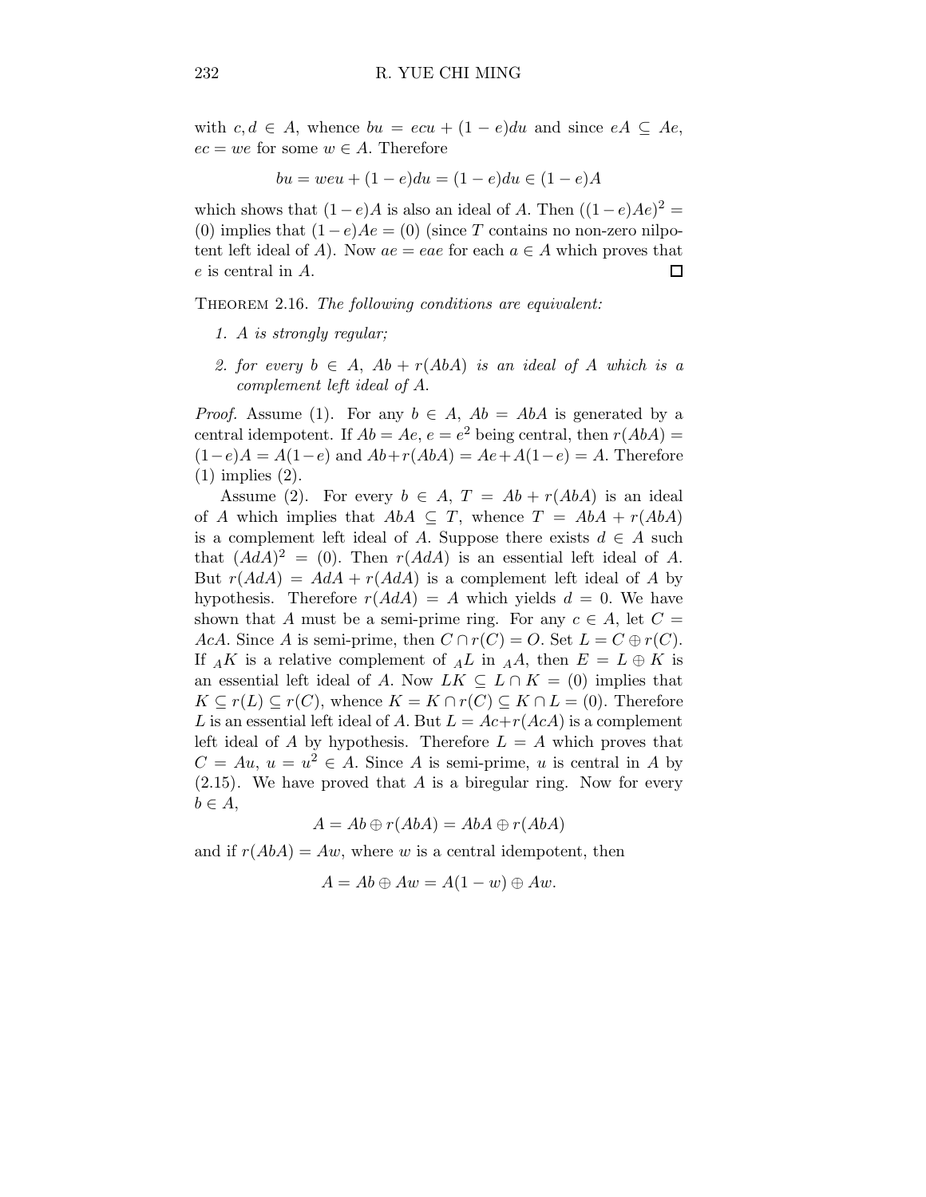with $c, d \in A$, whence $bu = ecu + (1-e)du$ and since $eA \subseteq Ae$, $ec = we$ for some $w \in A$. Therefore

$$bu = weu + (1-e)du = (1-e)du \in (1-e)A$$

which shows that $(1-e)A$ is also an ideal of $A$. Then $((1-e)Ae)^2 = (0)$ implies that $(1-e)Ae = (0)$ (since $T$ contains no non-zero nilpotent left ideal of $A$). Now $ae = eae$ for each $a \in A$ which proves that $e$ is central in $A$. $\square$

**Theorem 2.16.** *The following conditions are equivalent:*

1. *$A$ is strongly regular;*
2. *for every $b \in A$, $Ab + r(AbA)$ is an ideal of $A$ which is a complement left ideal of $A$.*

*Proof.* Assume (1). For any $b \in A$, $Ab = AbA$ is generated by a central idempotent. If $Ab = Ae$, $e = e^2$ being central, then $r(AbA) = (1-e)A = A(1-e)$ and $Ab + r(AbA) = Ae + A(1-e) = A$. Therefore (1) implies (2).

Assume (2). For every $b \in A$, $T = Ab + r(AbA)$ is an ideal of $A$ which implies that $AbA \subseteq T$, whence $T = AbA + r(AbA)$ is a complement left ideal of $A$. Suppose there exists $d \in A$ such that $(AdA)^2 = (0)$. Then $r(AdA)$ is an essential left ideal of $A$. But $r(AdA) = AdA + r(AdA)$ is a complement left ideal of $A$ by hypothesis. Therefore $r(AdA) = A$ which yields $d = 0$. We have shown that $A$ must be a semi-prime ring. For any $c \in A$, let $C = AcA$. Since $A$ is semi-prime, then $C \cap r(C) = O$. Set $L = C \oplus r(C)$. If ${}_AK$ is a relative complement of ${}_AL$ in ${}_AA$, then $E = L \oplus K$ is an essential left ideal of $A$. Now $LK \subseteq L \cap K = (0)$ implies that $K \subseteq r(L) \subseteq r(C)$, whence $K = K \cap r(C) \subseteq K \cap L = (0)$. Therefore $L$ is an essential left ideal of $A$. But $L = Ac + r(AcA)$ is a complement left ideal of $A$ by hypothesis. Therefore $L = A$ which proves that $C = Au$, $u = u^2 \in A$. Since $A$ is semi-prime, $u$ is central in $A$ by (2.15). We have proved that $A$ is a biregular ring. Now for every $b \in A$,

$$A = Ab \oplus r(AbA) = AbA \oplus r(AbA)$$

and if $r(AbA) = Aw$, where $w$ is a central idempotent, then

$$A = Ab \oplus Aw = A(1-w) \oplus Aw.$$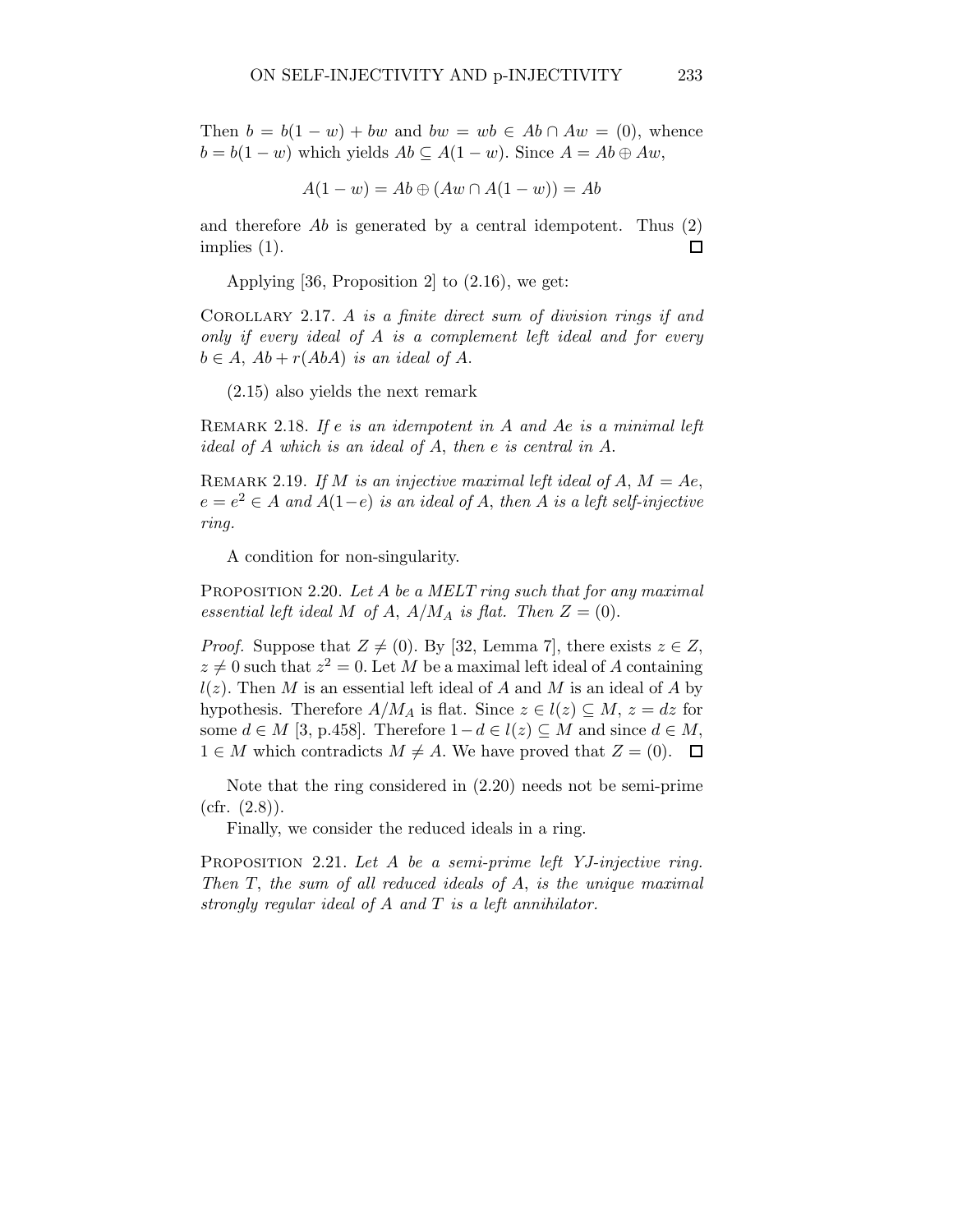Then $b = b(1-w) + bw$ and $bw = wb \in Ab \cap Aw = (0)$, whence $b = b(1-w)$ which yields $Ab \subseteq A(1-w)$. Since $A = Ab \oplus Aw$,

$$A(1-w) = Ab \oplus (Aw \cap A(1-w)) = Ab$$

and therefore $Ab$ is generated by a central idempotent. Thus (2) implies (1). □

Applying [36, Proposition 2] to (2.16), we get:

COROLLARY 2.17. *$A$ is a finite direct sum of division rings if and only if every ideal of $A$ is a complement left ideal and for every $b \in A$, $Ab + r(AbA)$ is an ideal of $A$.*

(2.15) also yields the next remark

REMARK 2.18. *If $e$ is an idempotent in $A$ and $Ae$ is a minimal left ideal of $A$ which is an ideal of $A$, then $e$ is central in $A$.*

REMARK 2.19. *If $M$ is an injective maximal left ideal of $A$, $M = Ae$, $e = e^2 \in A$ and $A(1-e)$ is an ideal of $A$, then $A$ is a left self-injective ring.*

A condition for non-singularity.

PROPOSITION 2.20. *Let $A$ be a MELT ring such that for any maximal essential left ideal $M$ of $A$, $A/M_A$ is flat. Then $Z = (0)$.*

*Proof.* Suppose that $Z \neq (0)$. By [32, Lemma 7], there exists $z \in Z$, $z \neq 0$ such that $z^2 = 0$. Let $M$ be a maximal left ideal of $A$ containing $l(z)$. Then $M$ is an essential left ideal of $A$ and $M$ is an ideal of $A$ by hypothesis. Therefore $A/M_A$ is flat. Since $z \in l(z) \subseteq M$, $z = dz$ for some $d \in M$ [3, p.458]. Therefore $1 - d \in l(z) \subseteq M$ and since $d \in M$, $1 \in M$ which contradicts $M \neq A$. We have proved that $Z = (0)$. □

Note that the ring considered in (2.20) needs not be semi-prime (cfr. (2.8)).

Finally, we consider the reduced ideals in a ring.

PROPOSITION 2.21. *Let $A$ be a semi-prime left YJ-injective ring. Then $T$, the sum of all reduced ideals of $A$, is the unique maximal strongly regular ideal of $A$ and $T$ is a left annihilator.*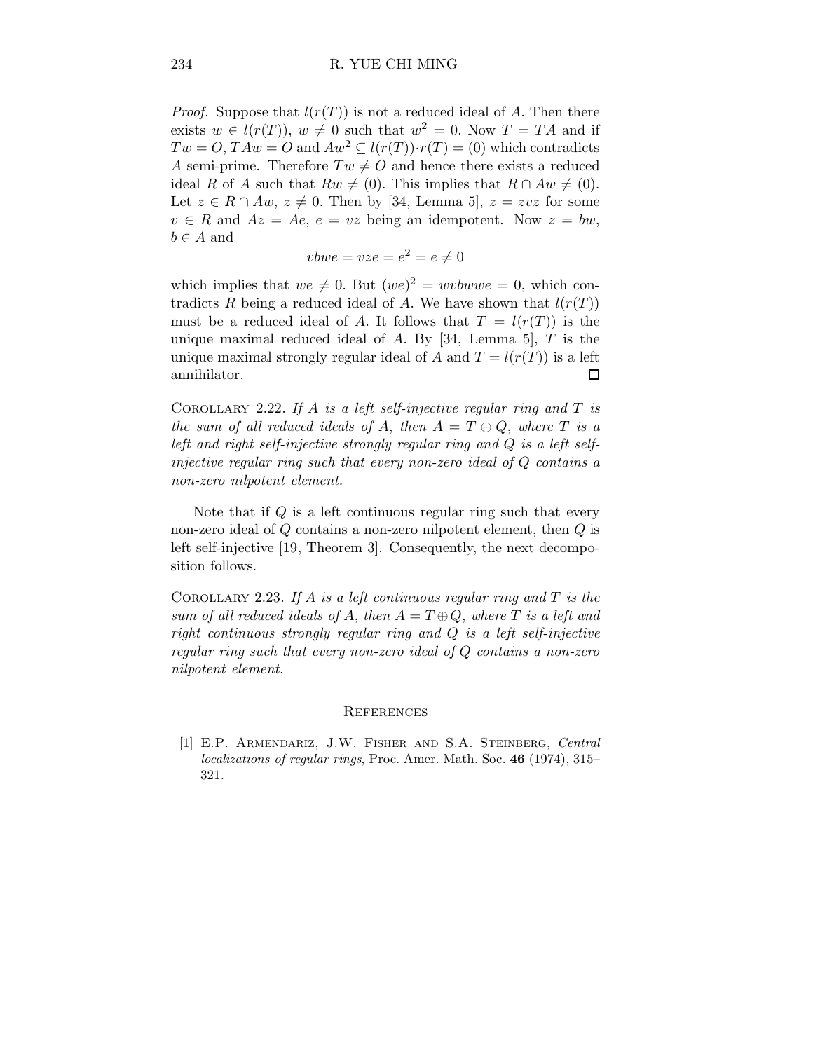*Proof.* Suppose that $l(r(T))$ is not a reduced ideal of $A$. Then there exists $w \in l(r(T))$, $w \neq 0$ such that $w^2 = 0$. Now $T = TA$ and if $Tw = O, TAw = O$ and $Aw^2 \subseteq l(r(T)) \cdot r(T) = (0)$ which contradicts $A$ semi-prime. Therefore $Tw \neq O$ and hence there exists a reduced ideal $R$ of $A$ such that $Rw \neq (0)$. This implies that $R \cap Aw \neq (0)$. Let $z \in R \cap Aw$, $z \neq 0$. Then by [34, Lemma 5], $z = zvz$ for some $v \in R$ and $Az = Ae$, $e = vz$ being an idempotent. Now $z = bw$, $b \in A$ and

$$vbwe = vze = e^2 = e \neq 0$$

which implies that $we \neq 0$. But $(we)^2 = wvbwwe = 0$, which contradicts $R$ being a reduced ideal of $A$. We have shown that $l(r(T))$ must be a reduced ideal of $A$. It follows that $T = l(r(T))$ is the unique maximal reduced ideal of $A$. By [34, Lemma 5], $T$ is the unique maximal strongly regular ideal of $A$ and $T = l(r(T))$ is a left annihilator. $\square$

Corollary 2.22. *If $A$ is a left self-injective regular ring and $T$ is the sum of all reduced ideals of $A$, then $A = T \oplus Q$, where $T$ is a left and right self-injective strongly regular ring and $Q$ is a left self-injective regular ring such that every non-zero ideal of $Q$ contains a non-zero nilpotent element.*

Note that if $Q$ is a left continuous regular ring such that every non-zero ideal of $Q$ contains a non-zero nilpotent element, then $Q$ is left self-injective [19, Theorem 3]. Consequently, the next decomposition follows.

Corollary 2.23. *If $A$ is a left continuous regular ring and $T$ is the sum of all reduced ideals of $A$, then $A = T \oplus Q$, where $T$ is a left and right continuous strongly regular ring and $Q$ is a left self-injective regular ring such that every non-zero ideal of $Q$ contains a non-zero nilpotent element.*

## References

[1] E.P. Armendariz, J.W. Fisher and S.A. Steinberg, *Central localizations of regular rings*, Proc. Amer. Math. Soc. **46** (1974), 315–321.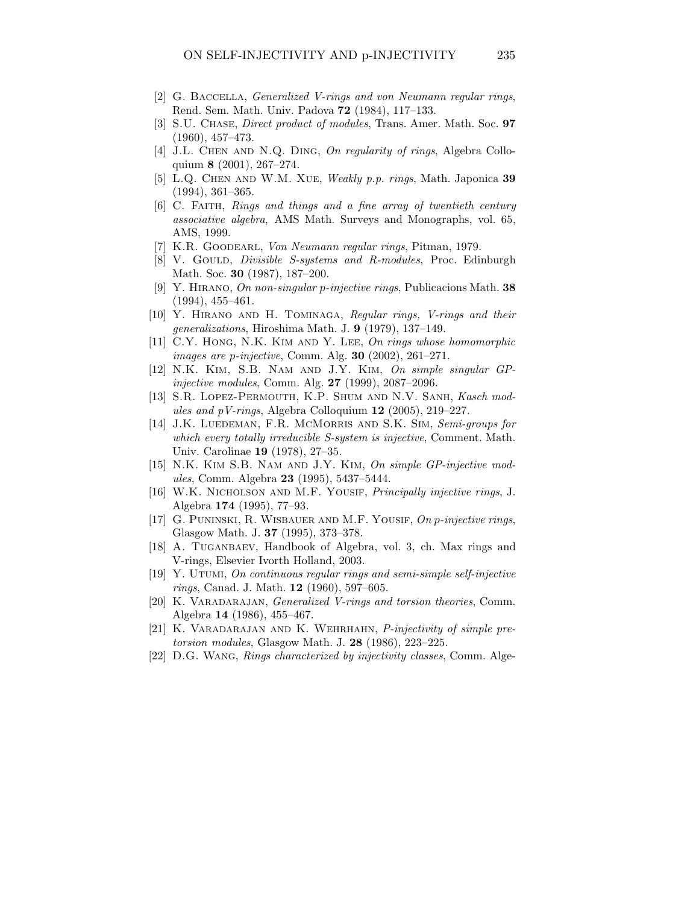[2] G. Baccella, *Generalized V-rings and von Neumann regular rings*, Rend. Sem. Math. Univ. Padova **72** (1984), 117–133.

[3] S.U. Chase, *Direct product of modules*, Trans. Amer. Math. Soc. **97** (1960), 457–473.

[4] J.L. Chen and N.Q. Ding, *On regularity of rings*, Algebra Colloquium **8** (2001), 267–274.

[5] L.Q. Chen and W.M. Xue, *Weakly p.p. rings*, Math. Japonica **39** (1994), 361–365.

[6] C. Faith, *Rings and things and a fine array of twentieth century associative algebra*, AMS Math. Surveys and Monographs, vol. 65, AMS, 1999.

[7] K.R. Goodearl, *Von Neumann regular rings*, Pitman, 1979.

[8] V. Gould, *Divisible S-systems and R-modules*, Proc. Edinburgh Math. Soc. **30** (1987), 187–200.

[9] Y. Hirano, *On non-singular p-injective rings*, Publicacions Math. **38** (1994), 455–461.

[10] Y. Hirano and H. Tominaga, *Regular rings, V-rings and their generalizations*, Hiroshima Math. J. **9** (1979), 137–149.

[11] C.Y. Hong, N.K. Kim and Y. Lee, *On rings whose homomorphic images are p-injective*, Comm. Alg. **30** (2002), 261–271.

[12] N.K. Kim, S.B. Nam and J.Y. Kim, *On simple singular GP-injective modules*, Comm. Alg. **27** (1999), 2087–2096.

[13] S.R. Lopez-Permouth, K.P. Shum and N.V. Sanh, *Kasch modules and pV-rings*, Algebra Colloquium **12** (2005), 219–227.

[14] J.K. Luedeman, F.R. McMorris and S.K. Sim, *Semi-groups for which every totally irreducible S-system is injective*, Comment. Math. Univ. Carolinae **19** (1978), 27–35.

[15] N.K. Kim S.B. Nam and J.Y. Kim, *On simple GP-injective modules*, Comm. Algebra **23** (1995), 5437–5444.

[16] W.K. Nicholson and M.F. Yousif, *Principally injective rings*, J. Algebra **174** (1995), 77–93.

[17] G. Puninski, R. Wisbauer and M.F. Yousif, *On p-injective rings*, Glasgow Math. J. **37** (1995), 373–378.

[18] A. Tuganbaev, Handbook of Algebra, vol. 3, ch. Max rings and V-rings, Elsevier Ivorth Holland, 2003.

[19] Y. Utumi, *On continuous regular rings and semi-simple self-injective rings*, Canad. J. Math. **12** (1960), 597–605.

[20] K. Varadarajan, *Generalized V-rings and torsion theories*, Comm. Algebra **14** (1986), 455–467.

[21] K. Varadarajan and K. Wehrhahn, *P-injectivity of simple pretorsion modules*, Glasgow Math. J. **28** (1986), 223–225.

[22] D.G. Wang, *Rings characterized by injectivity classes*, Comm. Alge-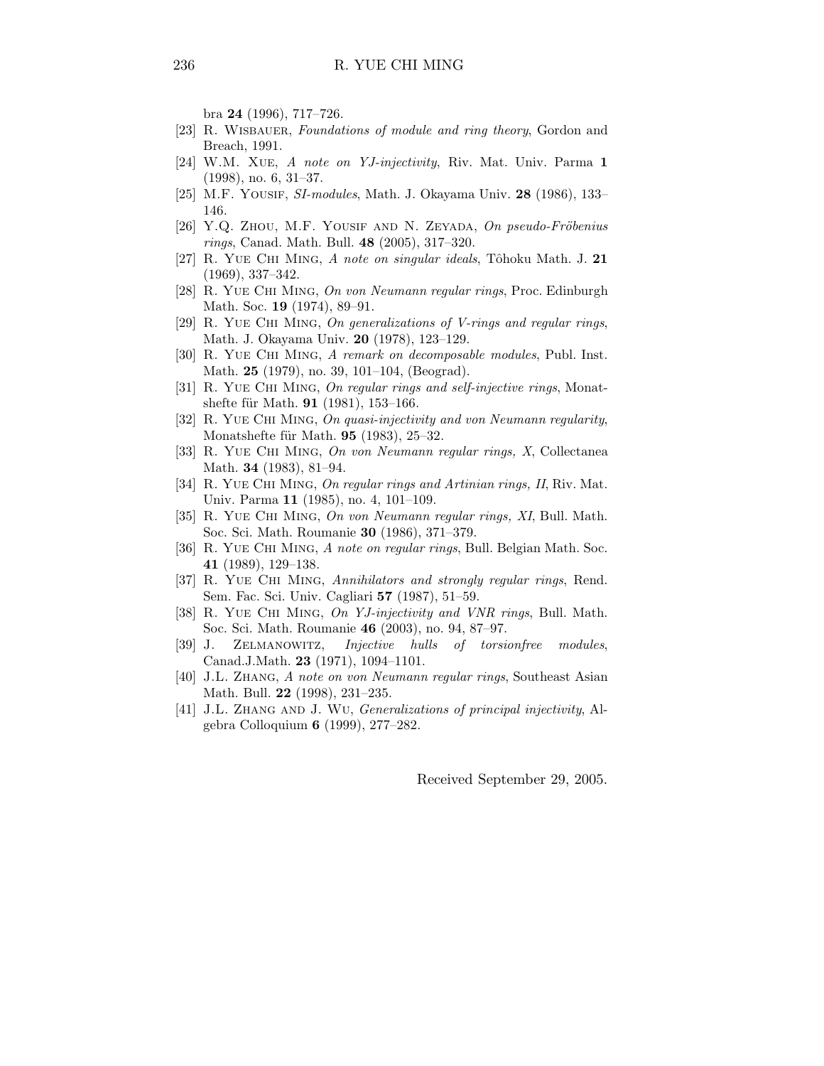bra **24** (1996), 717–726.

[23] R. Wisbauer, *Foundations of module and ring theory*, Gordon and Breach, 1991.

[24] W.M. Xue, *A note on YJ-injectivity*, Riv. Mat. Univ. Parma **1** (1998), no. 6, 31–37.

[25] M.F. Yousif, *SI-modules*, Math. J. Okayama Univ. **28** (1986), 133–146.

[26] Y.Q. Zhou, M.F. Yousif and N. Zeyada, *On pseudo-Fröbenius rings*, Canad. Math. Bull. **48** (2005), 317–320.

[27] R. Yue Chi Ming, *A note on singular ideals*, Tôhoku Math. J. **21** (1969), 337–342.

[28] R. Yue Chi Ming, *On von Neumann regular rings*, Proc. Edinburgh Math. Soc. **19** (1974), 89–91.

[29] R. Yue Chi Ming, *On generalizations of V-rings and regular rings*, Math. J. Okayama Univ. **20** (1978), 123–129.

[30] R. Yue Chi Ming, *A remark on decomposable modules*, Publ. Inst. Math. **25** (1979), no. 39, 101–104, (Beograd).

[31] R. Yue Chi Ming, *On regular rings and self-injective rings*, Monatshefte für Math. **91** (1981), 153–166.

[32] R. Yue Chi Ming, *On quasi-injectivity and von Neumann regularity*, Monatshefte für Math. **95** (1983), 25–32.

[33] R. Yue Chi Ming, *On von Neumann regular rings, X*, Collectanea Math. **34** (1983), 81–94.

[34] R. Yue Chi Ming, *On regular rings and Artinian rings, II*, Riv. Mat. Univ. Parma **11** (1985), no. 4, 101–109.

[35] R. Yue Chi Ming, *On von Neumann regular rings, XI*, Bull. Math. Soc. Sci. Math. Roumanie **30** (1986), 371–379.

[36] R. Yue Chi Ming, *A note on regular rings*, Bull. Belgian Math. Soc. **41** (1989), 129–138.

[37] R. Yue Chi Ming, *Annihilators and strongly regular rings*, Rend. Sem. Fac. Sci. Univ. Cagliari **57** (1987), 51–59.

[38] R. Yue Chi Ming, *On YJ-injectivity and VNR rings*, Bull. Math. Soc. Sci. Math. Roumanie **46** (2003), no. 94, 87–97.

[39] J. Zelmanowitz, *Injective hulls of torsionfree modules*, Canad.J.Math. **23** (1971), 1094–1101.

[40] J.L. Zhang, *A note on von Neumann regular rings*, Southeast Asian Math. Bull. **22** (1998), 231–235.

[41] J.L. Zhang and J. Wu, *Generalizations of principal injectivity*, Algebra Colloquium **6** (1999), 277–282.

Received September 29, 2005.